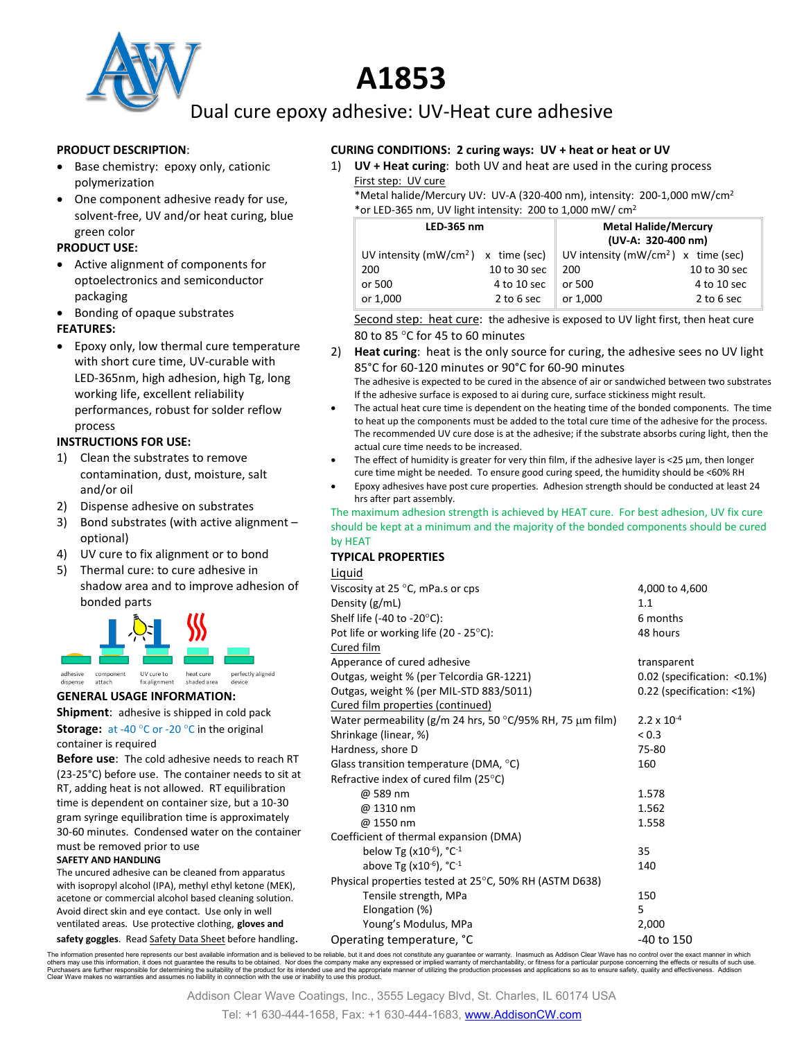# A1853

## Dual cure epoxy adhesive: UV-Heat cure adhesive

**PRODUCT DESCRIPTION**:

- Base chemistry: epoxy only, cationic polymerization
- One component adhesive ready for use, solvent-free, UV and/or heat curing, blue green color

**PRODUCT USE:**

- Active alignment of components for optoelectronics and semiconductor packaging
- Bonding of opaque substrates

**FEATURES:**

- Epoxy only, low thermal cure temperature with short cure time, UV-curable with LED-365nm, high adhesion, high Tg, long working life, excellent reliability performances, robust for solder reflow process

**INSTRUCTIONS FOR USE:**

1) Clean the substrates to remove contamination, dust, moisture, salt and/or oil
2) Dispense adhesive on substrates
3) Bond substrates (with active alignment – optional)
4) UV cure to fix alignment or to bond
5) Thermal cure: to cure adhesive in shadow area and to improve adhesion of bonded parts

adhesive dispense | component attach | UV cure to fix alignment | heat cure shaded area | perfectly aligned device

**GENERAL USAGE INFORMATION:**

**Shipment**: adhesive is shipped in cold pack

**Storage:** at -40 °C or -20 °C in the original container is required

**Before use**: The cold adhesive needs to reach RT (23-25°C) before use. The container needs to sit at RT, adding heat is not allowed. RT equilibration time is dependent on container size, but a 10-30 gram syringe equilibration time is approximately 30-60 minutes. Condensed water on the container must be removed prior to use

**SAFETY AND HANDLING**

The uncured adhesive can be cleaned from apparatus with isopropyl alcohol (IPA), methyl ethyl ketone (MEK), acetone or commercial alcohol based cleaning solution. Avoid direct skin and eye contact. Use only in well ventilated areas. Use protective clothing, **gloves and safety goggles**. Read Safety Data Sheet before handling.

**CURING CONDITIONS: 2 curing ways: UV + heat or heat or UV**

1) **UV + Heat curing**: both UV and heat are used in the curing process

First step: UV cure

*Metal halide/Mercury UV: UV-A (320-400 nm), intensity: 200-1,000 mW/cm²
*or LED-365 nm, UV light intensity: 200 to 1,000 mW/ cm²

| LED-365 nm | | Metal Halide/Mercury (UV-A: 320-400 nm) | |
|---|---|---|---|
| UV intensity (mW/cm²) x | time (sec) | UV intensity (mW/cm²) x | time (sec) |
| 200 | 10 to 30 sec | 200 | 10 to 30 sec |
| or 500 | 4 to 10 sec | or 500 | 4 to 10 sec |
| or 1,000 | 2 to 6 sec | or 1,000 | 2 to 6 sec |

Second step: heat cure: the adhesive is exposed to UV light first, then heat cure 80 to 85 °C for 45 to 60 minutes

2) **Heat curing**: heat is the only source for curing, the adhesive sees no UV light 85°C for 60-120 minutes or 90°C for 60-90 minutes

The adhesive is expected to be cured in the absence of air or sandwiched between two substrates If the adhesive surface is exposed to ai during cure, surface stickiness might result.

- The actual heat cure time is dependent on the heating time of the bonded components. The time to heat up the components must be added to the total cure time of the adhesive for the process. The recommended UV cure dose is at the adhesive; if the substrate absorbs curing light, then the actual cure time needs to be increased.
- The effect of humidity is greater for very thin film, if the adhesive layer is <25 µm, then longer cure time might be needed. To ensure good curing speed, the humidity should be <60% RH
- Epoxy adhesives have post cure properties. Adhesion strength should be conducted at least 24 hrs after part assembly.

The maximum adhesion strength is achieved by HEAT cure. For best adhesion, UV fix cure should be kept at a minimum and the majority of the bonded components should be cured by HEAT

**TYPICAL PROPERTIES**

| Property | Value |
|---|---|
| Liquid | |
| Viscosity at 25 °C, mPa.s or cps | 4,000 to 4,600 |
| Density (g/mL) | 1.1 |
| Shelf life (-40 to -20°C): | 6 months |
| Pot life or working life (20 - 25°C): | 48 hours |
| Cured film | |
| Appearance of cured adhesive | transparent |
| Outgas, weight % (per Telcordia GR-1221) | 0.02 (specification: <0.1%) |
| Outgas, weight % (per MIL-STD 883/5011) | 0.22 (specification: <1%) |
| Cured film properties (continued) | |
| Water permeability (g/m 24 hrs, 50 °C/95% RH, 75 µm film) | $2.2 \times 10^{-4}$ |
| Shrinkage (linear, %) | < 0.3 |
| Hardness, shore D | 75-80 |
| Glass transition temperature (DMA, °C) | 160 |
| Refractive index of cured film (25°C) | |
| @ 589 nm | 1.578 |
| @ 1310 nm | 1.562 |
| @ 1550 nm | 1.558 |
| Coefficient of thermal expansion (DMA) | |
| below Tg ($\times 10^{-6}$), °C$^{-1}$ | 35 |
| above Tg ($\times 10^{-6}$), °C$^{-1}$ | 140 |
| Physical properties tested at 25°C, 50% RH (ASTM D638) | |
| Tensile strength, MPa | 150 |
| Elongation (%) | 5 |
| Young's Modulus, MPa | 2,000 |
| Operating temperature, °C | -40 to 150 |

The information presented here represents our best available information and is believed to be reliable, but it and does not constitute any guarantee or warranty. Inasmuch as Addison Clear Wave has no control over the exact manner in which others may use this information, it does not guarantee the results to be obtained. Nor does the company make any expressed or implied warranty of merchantability, or fitness for a particular purpose concerning the effects or results of such use. Purchasers are further responsible for determining the suitability of the product for its intended use and the appropriate manner of utilizing the production processes and applications so as to ensure safety, quality and effectiveness. Addison Clear Wave makes no warranties and assumes no liability in connection with the use or inability to use this product.

Addison Clear Wave Coatings, Inc., 3555 Legacy Blvd, St. Charles, IL 60174 USA

Tel: +1 630-444-1658, Fax: +1 630-444-1683, www.AddisonCW.com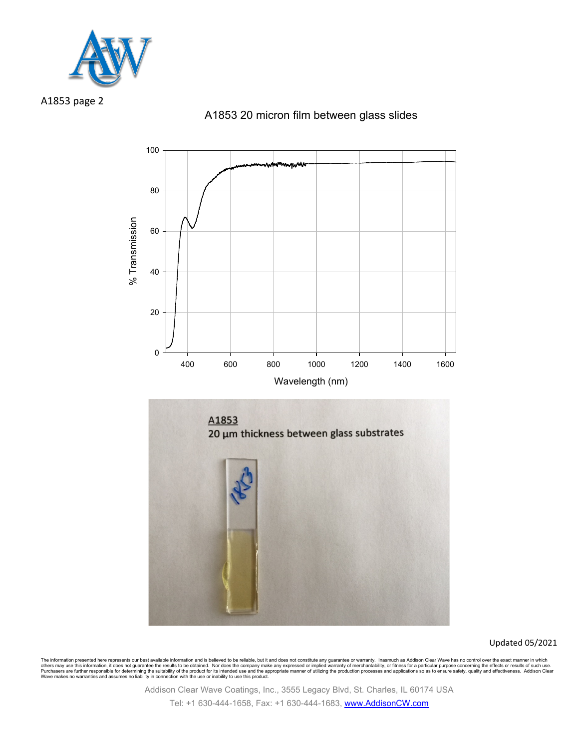A1853 page 2

## A1853 20 micron film between glass slides

% Transmission

100
80
60
40
20
0

400 600 800 1000 1200 1400 1600

Wavelength (nm)

A1853
20 µm thickness between glass substrates

1853

Updated 05/2021

The information presented here represents our best available information and is believed to be reliable, but it and does not constitute any guarantee or warranty. Inasmuch as Addison Clear Wave has no control over the exact manner in which others may use this information, it does not guarantee the results to be obtained. Nor does the company make any expressed or implied warranty of merchantability, or fitness for a particular purpose concerning the effects or results of such use. Purchasers are further responsible for determining the suitability of the product for its intended use and the appropriate manner of utilizing the production processes and applications so as to ensure safety, quality and effectiveness. Addison Clear Wave makes no warranties and assumes no liability in connection with the use or inability to use this product.

Addison Clear Wave Coatings, Inc., 3555 Legacy Blvd, St. Charles, IL 60174 USA
Tel: +1 630-444-1658, Fax: +1 630-444-1683, www.AddisonCW.com